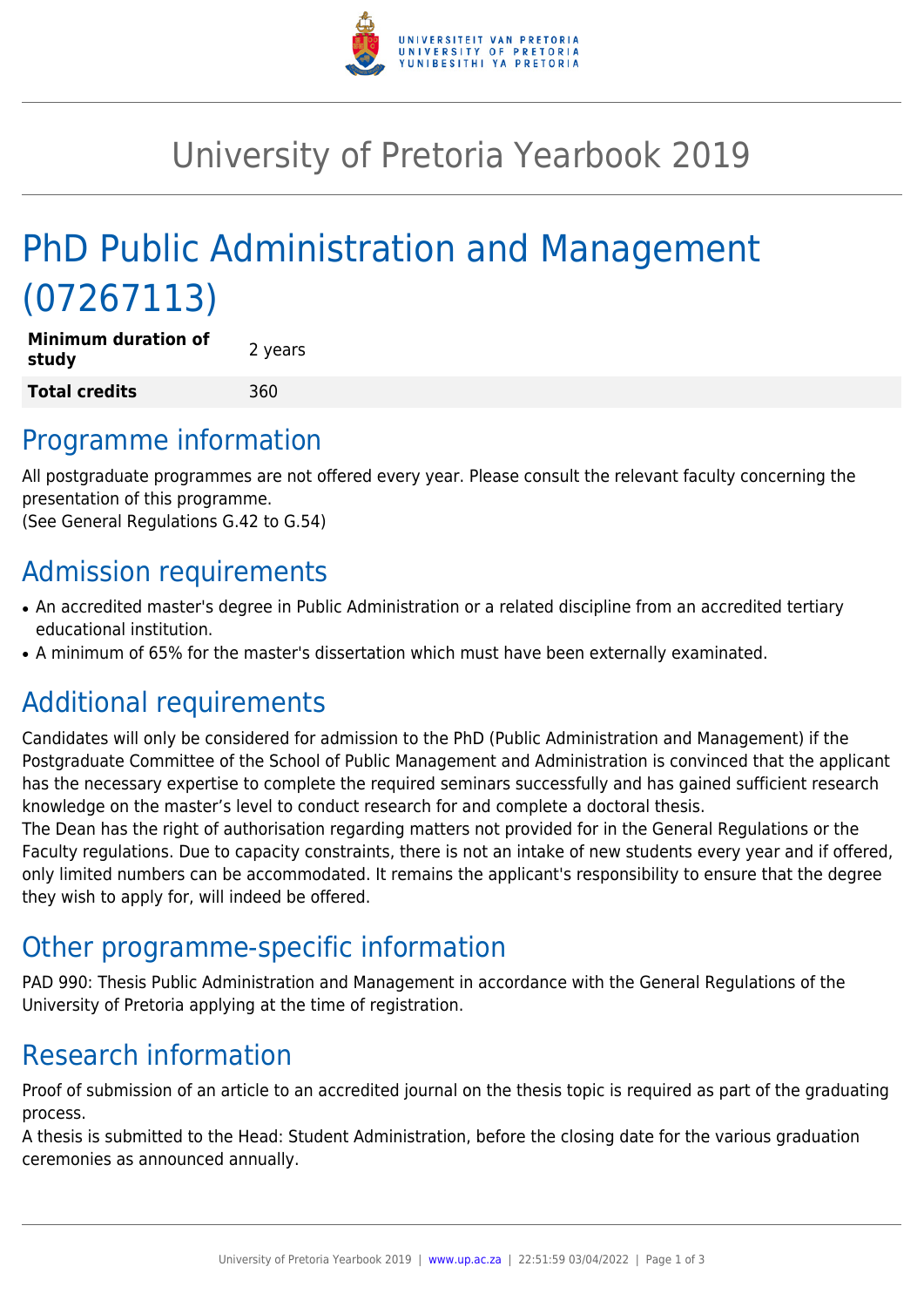# University of Pretoria Yearbook 2019

# PhD Public Administration and Management (07267113)

| | |
|---|---|
| **Minimum duration of study** | 2 years |
| **Total credits** | 360 |

## Programme information

All postgraduate programmes are not offered every year. Please consult the relevant faculty concerning the presentation of this programme.
(See General Regulations G.42 to G.54)

## Admission requirements

- An accredited master's degree in Public Administration or a related discipline from an accredited tertiary educational institution.
- A minimum of 65% for the master's dissertation which must have been externally examinated.

## Additional requirements

Candidates will only be considered for admission to the PhD (Public Administration and Management) if the Postgraduate Committee of the School of Public Management and Administration is convinced that the applicant has the necessary expertise to complete the required seminars successfully and has gained sufficient research knowledge on the master's level to conduct research for and complete a doctoral thesis.
The Dean has the right of authorisation regarding matters not provided for in the General Regulations or the Faculty regulations. Due to capacity constraints, there is not an intake of new students every year and if offered, only limited numbers can be accommodated. It remains the applicant's responsibility to ensure that the degree they wish to apply for, will indeed be offered.

## Other programme-specific information

PAD 990: Thesis Public Administration and Management in accordance with the General Regulations of the University of Pretoria applying at the time of registration.

## Research information

Proof of submission of an article to an accredited journal on the thesis topic is required as part of the graduating process.
A thesis is submitted to the Head: Student Administration, before the closing date for the various graduation ceremonies as announced annually.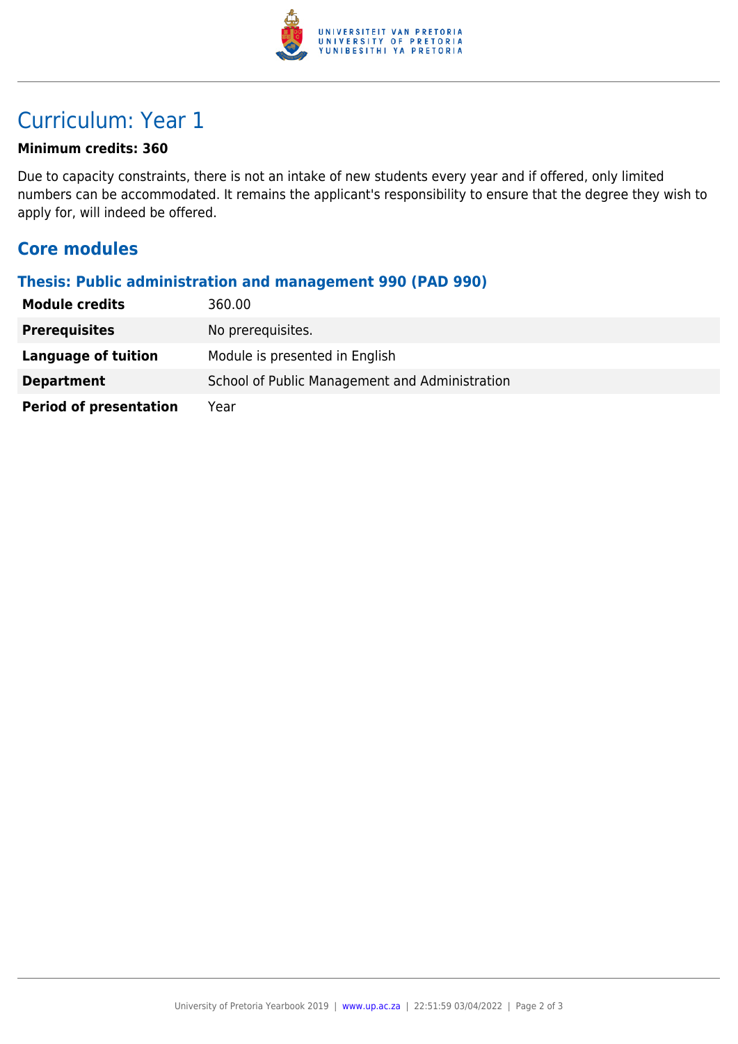# Curriculum: Year 1

**Minimum credits: 360**

Due to capacity constraints, there is not an intake of new students every year and if offered, only limited numbers can be accommodated. It remains the applicant's responsibility to ensure that the degree they wish to apply for, will indeed be offered.

## Core modules

### Thesis: Public administration and management 990 (PAD 990)

| | |
|---|---|
| **Module credits** | 360.00 |
| **Prerequisites** | No prerequisites. |
| **Language of tuition** | Module is presented in English |
| **Department** | School of Public Management and Administration |
| **Period of presentation** | Year |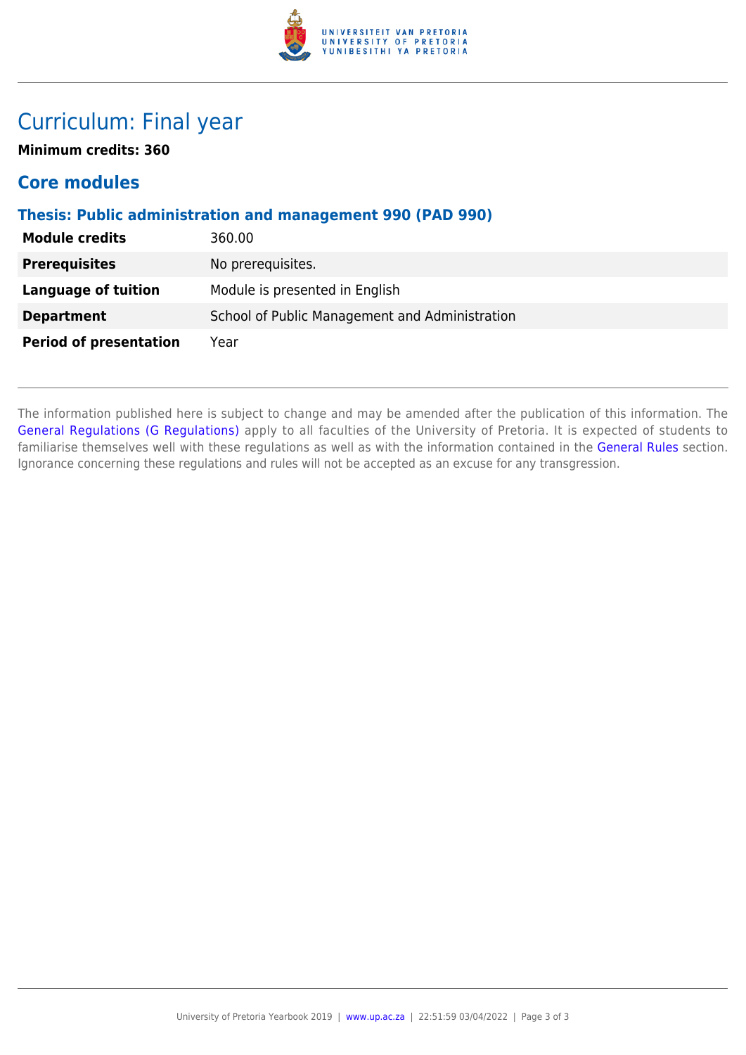# Curriculum: Final year

**Minimum credits: 360**

## Core modules

### Thesis: Public administration and management 990 (PAD 990)

| | |
|---|---|
| **Module credits** | 360.00 |
| **Prerequisites** | No prerequisites. |
| **Language of tuition** | Module is presented in English |
| **Department** | School of Public Management and Administration |
| **Period of presentation** | Year |

The information published here is subject to change and may be amended after the publication of this information. The General Regulations (G Regulations) apply to all faculties of the University of Pretoria. It is expected of students to familiarise themselves well with these regulations as well as with the information contained in the General Rules section. Ignorance concerning these regulations and rules will not be accepted as an excuse for any transgression.